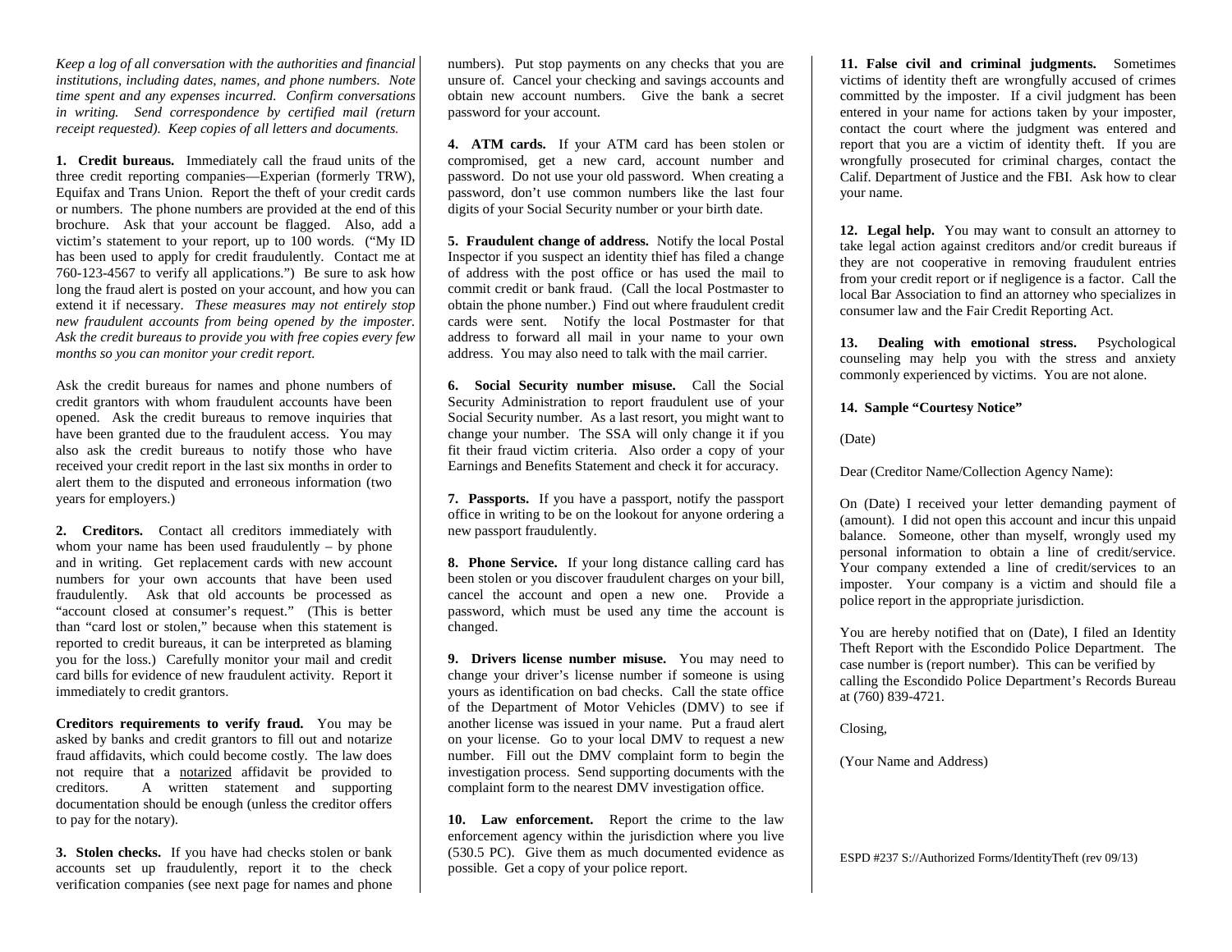*Keep a log of all conversation with the authorities and financial institutions, including dates, names, and phone numbers. Note time spent and any expenses incurred. Confirm conversations in writing. Send correspondence by certified mail (return receipt requested). Keep copies of all letters and documents.*

**1. Credit bureaus.** Immediately call the fraud units of the three credit reporting companies—Experian (formerly TRW), Equifax and Trans Union. Report the theft of your credit cards or numbers. The phone numbers are provided at the end of this brochure. Ask that your account be flagged. Also, add a victim's statement to your report, up to 100 words. ("My ID has been used to apply for credit fraudulently. Contact me at 760-123-4567 to verify all applications.") Be sure to ask how long the fraud alert is posted on your account, and how you can extend it if necessary. *These measures may not entirely stop new fraudulent accounts from being opened by the imposter. Ask the credit bureaus to provide you with free copies every few months so you can monitor your credit report.*

Ask the credit bureaus for names and phone numbers of credit grantors with whom fraudulent accounts have been opened. Ask the credit bureaus to remove inquiries that have been granted due to the fraudulent access. You may also ask the credit bureaus to notify those who have received your credit report in the last six months in order to alert them to the disputed and erroneous information (two years for employers.)

**2. Creditors.** Contact all creditors immediately with whom your name has been used fraudulently – by phone and in writing. Get replacement cards with new account numbers for your own accounts that have been used fraudulently. Ask that old accounts be processed as "account closed at consumer's request." (This is better than "card lost or stolen," because when this statement is reported to credit bureaus, it can be interpreted as blaming you for the loss.) Carefully monitor your mail and credit card bills for evidence of new fraudulent activity. Report it immediately to credit grantors.

**Creditors requirements to verify fraud.** You may be asked by banks and credit grantors to fill out and notarize fraud affidavits, which could become costly. The law does not require that a notarized affidavit be provided to creditors. A written statement and supporting documentation should be enough (unless the creditor offers to pay for the notary).

**3. Stolen checks.** If you have had checks stolen or bank accounts set up fraudulently, report it to the check verification companies (see next page for names and phone numbers). Put stop payments on any checks that you are unsure of. Cancel your checking and savings accounts and obtain new account numbers. Give the bank a secret password for your account.

**4. ATM cards.** If your ATM card has been stolen or compromised, get a new card, account number and password. Do not use your old password. When creating a password, don't use common numbers like the last four digits of your Social Security number or your birth date.

**5. Fraudulent change of address.** Notify the local Postal Inspector if you suspect an identity thief has filed a change of address with the post office or has used the mail to commit credit or bank fraud. (Call the local Postmaster to obtain the phone number.) Find out where fraudulent credit cards were sent. Notify the local Postmaster for that address to forward all mail in your name to your own address. You may also need to talk with the mail carrier.

**6. Social Security number misuse.** Call the Social Security Administration to report fraudulent use of your Social Security number. As a last resort, you might want to change your number. The SSA will only change it if you fit their fraud victim criteria. Also order a copy of your Earnings and Benefits Statement and check it for accuracy.

**7. Passports.** If you have a passport, notify the passport office in writing to be on the lookout for anyone ordering a new passport fraudulently.

**8. Phone Service.** If your long distance calling card has been stolen or you discover fraudulent charges on your bill, cancel the account and open a new one. Provide a password, which must be used any time the account is changed.

**9. Drivers license number misuse.** You may need to change your driver's license number if someone is using yours as identification on bad checks. Call the state office of the Department of Motor Vehicles (DMV) to see if another license was issued in your name. Put a fraud alert on your license. Go to your local DMV to request a new number. Fill out the DMV complaint form to begin the investigation process. Send supporting documents with the complaint form to the nearest DMV investigation office.

**10. Law enforcement.** Report the crime to the law enforcement agency within the jurisdiction where you live (530.5 PC). Give them as much documented evidence as possible. Get a copy of your police report.

**11. False civil and criminal judgments.** Sometimes victims of identity theft are wrongfully accused of crimes committed by the imposter. If a civil judgment has been entered in your name for actions taken by your imposter, contact the court where the judgment was entered and report that you are a victim of identity theft. If you are wrongfully prosecuted for criminal charges, contact the Calif. Department of Justice and the FBI. Ask how to clear your name.

**12. Legal help.** You may want to consult an attorney to take legal action against creditors and/or credit bureaus if they are not cooperative in removing fraudulent entries from your credit report or if negligence is a factor. Call the local Bar Association to find an attorney who specializes in consumer law and the Fair Credit Reporting Act.

**13. Dealing with emotional stress.** Psychological counseling may help you with the stress and anxiety commonly experienced by victims. You are not alone.

**14. Sample "Courtesy Notice"**

(Date)

Dear (Creditor Name/Collection Agency Name):

On (Date) I received your letter demanding payment of (amount). I did not open this account and incur this unpaid balance. Someone, other than myself, wrongly used my personal information to obtain a line of credit/service. Your company extended a line of credit/services to an imposter. Your company is a victim and should file a police report in the appropriate jurisdiction.

You are hereby notified that on (Date), I filed an Identity Theft Report with the Escondido Police Department. The case number is (report number). This can be verified by calling the Escondido Police Department's Records Bureau at (760) 839-4721.

Closing,

(Your Name and Address)

ESPD #237 S://Authorized Forms/IdentityTheft (rev 09/13)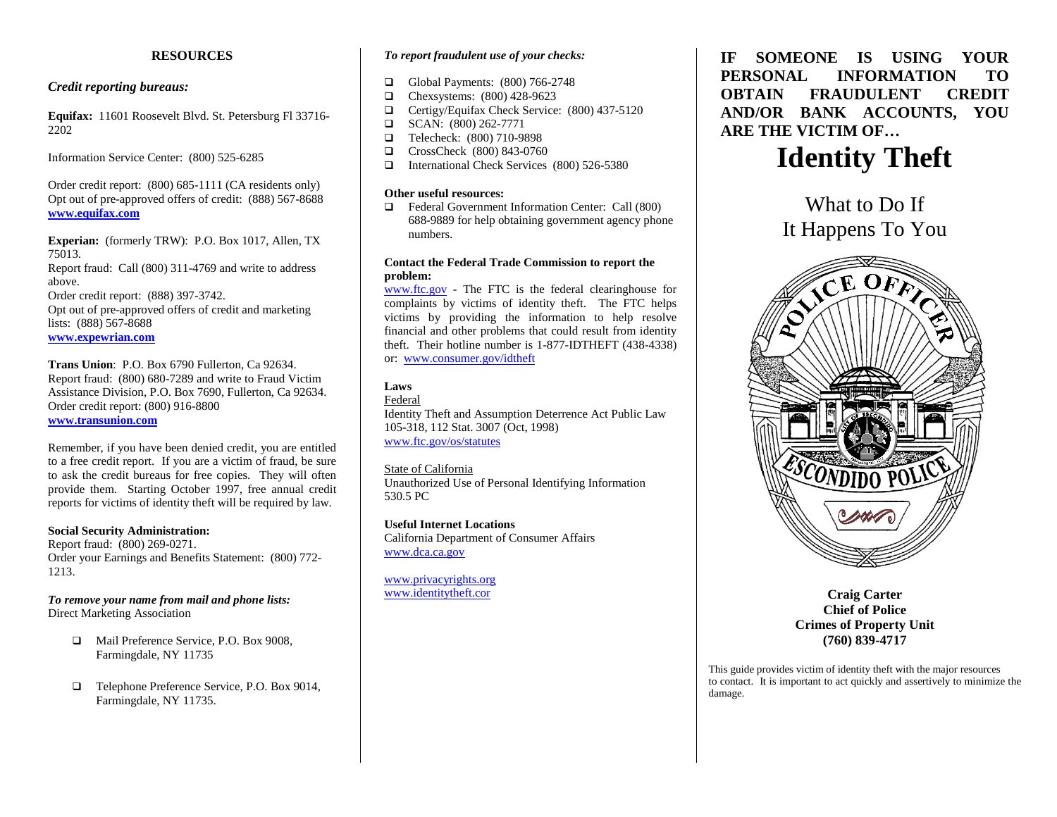## RESOURCES

### *Credit reporting bureaus:*

**Equifax:** 11601 Roosevelt Blvd. St. Petersburg Fl 33716-2202

Information Service Center: (800) 525-6285

Order credit report: (800) 685-1111 (CA residents only)
Opt out of pre-approved offers of credit: (888) 567-8688
**www.equifax.com**

**Experian:** (formerly TRW): P.O. Box 1017, Allen, TX 75013.
Report fraud: Call (800) 311-4769 and write to address above.
Order credit report: (888) 397-3742.
Opt out of pre-approved offers of credit and marketing lists: (888) 567-8688
**www.expewrian.com**

**Trans Union**: P.O. Box 6790 Fullerton, Ca 92634.
Report fraud: (800) 680-7289 and write to Fraud Victim Assistance Division, P.O. Box 7690, Fullerton, Ca 92634.
Order credit report: (800) 916-8800
**www.transunion.com**

Remember, if you have been denied credit, you are entitled to a free credit report. If you are a victim of fraud, be sure to ask the credit bureaus for free copies. They will often provide them. Starting October 1997, free annual credit reports for victims of identity theft will be required by law.

**Social Security Administration:**
Report fraud: (800) 269-0271.
Order your Earnings and Benefits Statement: (800) 772-1213.

***To remove your name from mail and phone lists:***
Direct Marketing Association

- Mail Preference Service, P.O. Box 9008, Farmingdale, NY 11735
- Telephone Preference Service, P.O. Box 9014, Farmingdale, NY 11735.

***To report fraudulent use of your checks:***

- Global Payments: (800) 766-2748
- Chexsystems: (800) 428-9623
- Certigy/Equifax Check Service: (800) 437-5120
- SCAN: (800) 262-7771
- Telecheck: (800) 710-9898
- CrossCheck (800) 843-0760
- International Check Services (800) 526-5380

**Other useful resources:**

- Federal Government Information Center: Call (800) 688-9889 for help obtaining government agency phone numbers.

**Contact the Federal Trade Commission to report the problem:**
www.ftc.gov - The FTC is the federal clearinghouse for complaints by victims of identity theft. The FTC helps victims by providing the information to help resolve financial and other problems that could result from identity theft. Their hotline number is 1-877-IDTHEFT (438-4338) or: www.consumer.gov/idtheft

**Laws**
Federal
Identity Theft and Assumption Deterrence Act Public Law 105-318, 112 Stat. 3007 (Oct, 1998)
www.ftc.gov/os/statutes

State of California
Unauthorized Use of Personal Identifying Information 530.5 PC

**Useful Internet Locations**
California Department of Consumer Affairs
www.dca.ca.gov

www.privacyrights.org
www.identitytheft.cor

**IF SOMEONE IS USING YOUR PERSONAL INFORMATION TO OBTAIN FRAUDULENT CREDIT AND/OR BANK ACCOUNTS, YOU ARE THE VICTIM OF…**

# Identity Theft

## What to Do If It Happens To You

**Craig Carter**
**Chief of Police**
**Crimes of Property Unit**
**(760) 839-4717**

This guide provides victim of identity theft with the major resources to contact. It is important to act quickly and assertively to minimize the damage.